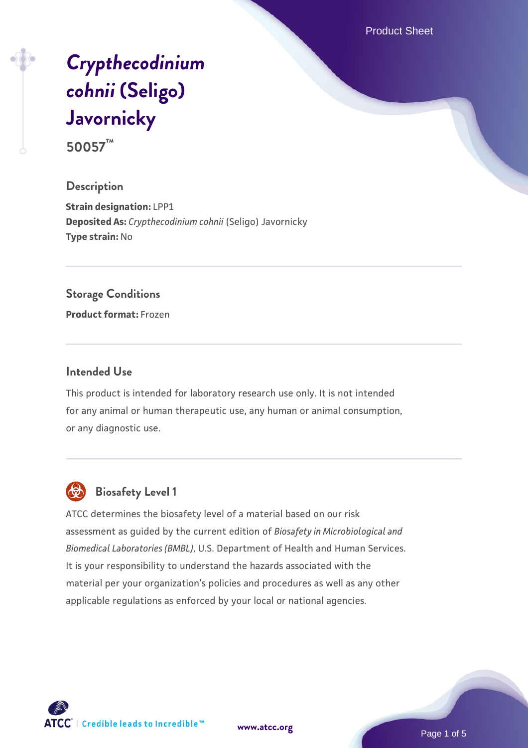# *Crypthecodinium cohnii* (Seligo) Javornicky

**50057™**

## Description

**Strain designation:** LPP1
**Deposited As:** *Crypthecodinium cohnii* (Seligo) Javornicky
**Type strain:** No

## Storage Conditions

**Product format:** Frozen

## Intended Use

This product is intended for laboratory research use only. It is not intended for any animal or human therapeutic use, any human or animal consumption, or any diagnostic use.

## Biosafety Level 1

ATCC determines the biosafety level of a material based on our risk assessment as guided by the current edition of *Biosafety in Microbiological and Biomedical Laboratories (BMBL)*, U.S. Department of Health and Human Services. It is your responsibility to understand the hazards associated with the material per your organization's policies and procedures as well as any other applicable regulations as enforced by your local or national agencies.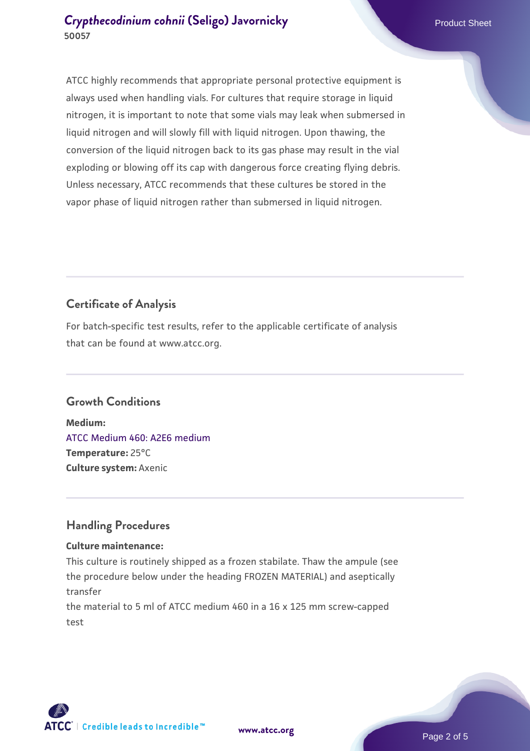ATCC highly recommends that appropriate personal protective equipment is always used when handling vials. For cultures that require storage in liquid nitrogen, it is important to note that some vials may leak when submersed in liquid nitrogen and will slowly fill with liquid nitrogen. Upon thawing, the conversion of the liquid nitrogen back to its gas phase may result in the vial exploding or blowing off its cap with dangerous force creating flying debris. Unless necessary, ATCC recommends that these cultures be stored in the vapor phase of liquid nitrogen rather than submersed in liquid nitrogen.

## Certificate of Analysis

For batch-specific test results, refer to the applicable certificate of analysis that can be found at www.atcc.org.

## Growth Conditions

**Medium:**
ATCC Medium 460: A2E6 medium
**Temperature:** 25°C
**Culture system:** Axenic

## Handling Procedures

**Culture maintenance:**

This culture is routinely shipped as a frozen stabilate. Thaw the ampule (see the procedure below under the heading FROZEN MATERIAL) and aseptically transfer
the material to 5 ml of ATCC medium 460 in a 16 x 125 mm screw-capped test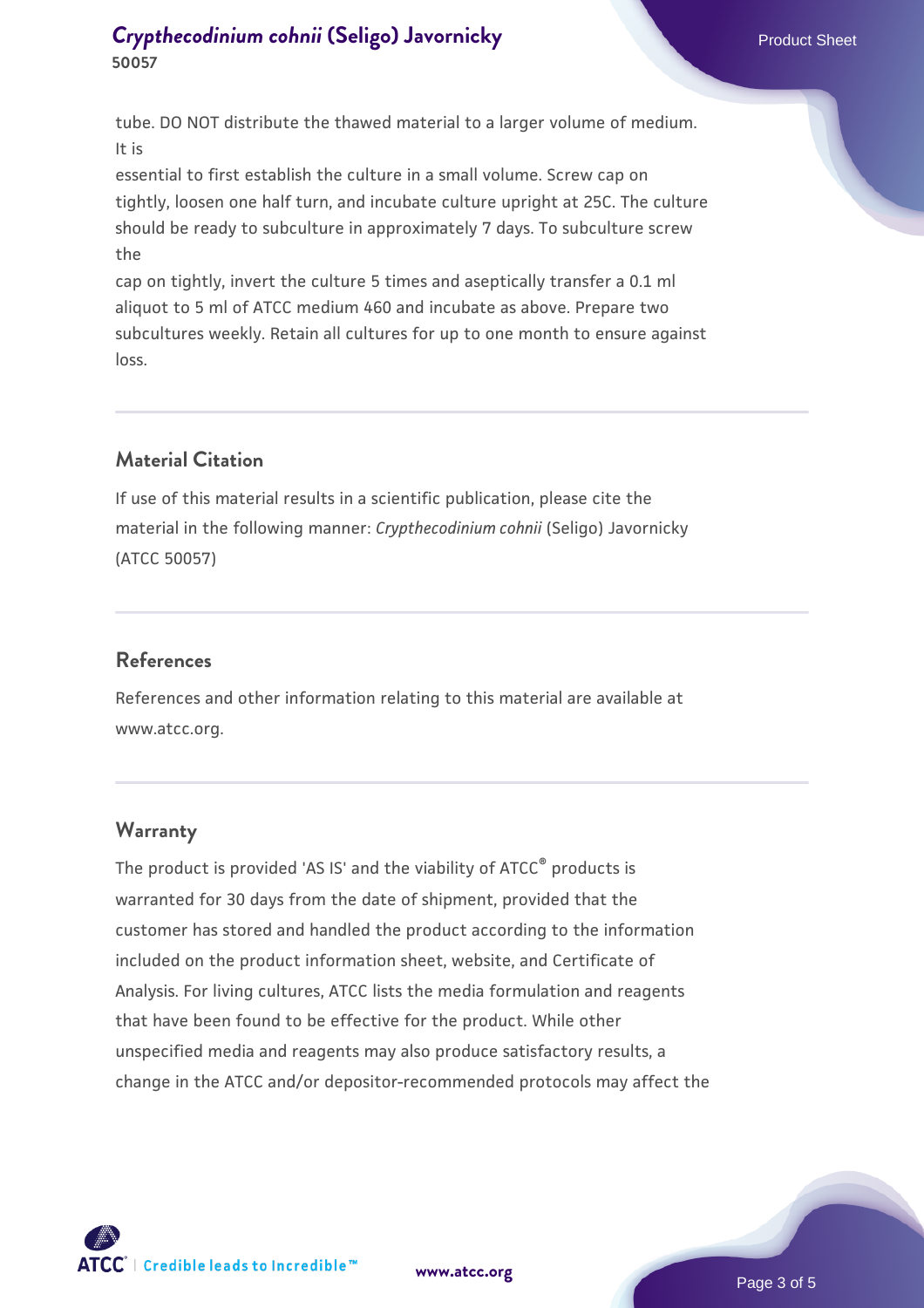tube. DO NOT distribute the thawed material to a larger volume of medium. It is essential to first establish the culture in a small volume. Screw cap on tightly, loosen one half turn, and incubate culture upright at 25C. The culture should be ready to subculture in approximately 7 days. To subculture screw the cap on tightly, invert the culture 5 times and aseptically transfer a 0.1 ml aliquot to 5 ml of ATCC medium 460 and incubate as above. Prepare two subcultures weekly. Retain all cultures for up to one month to ensure against loss.

## Material Citation

If use of this material results in a scientific publication, please cite the material in the following manner: *Crypthecodinium cohnii* (Seligo) Javornicky (ATCC 50057)

## References

References and other information relating to this material are available at www.atcc.org.

## Warranty

The product is provided 'AS IS' and the viability of ATCC® products is warranted for 30 days from the date of shipment, provided that the customer has stored and handled the product according to the information included on the product information sheet, website, and Certificate of Analysis. For living cultures, ATCC lists the media formulation and reagents that have been found to be effective for the product. While other unspecified media and reagents may also produce satisfactory results, a change in the ATCC and/or depositor-recommended protocols may affect the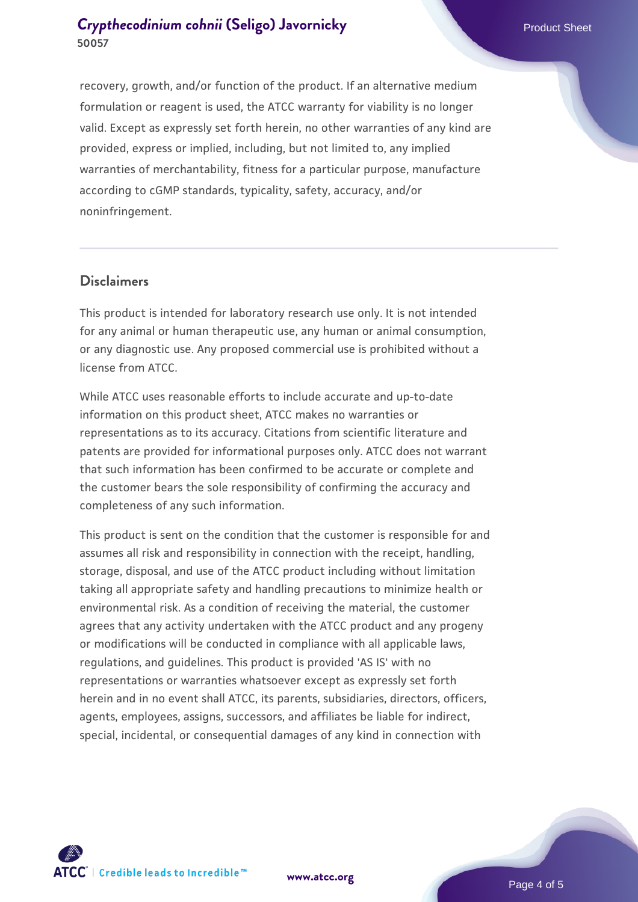recovery, growth, and/or function of the product. If an alternative medium formulation or reagent is used, the ATCC warranty for viability is no longer valid. Except as expressly set forth herein, no other warranties of any kind are provided, express or implied, including, but not limited to, any implied warranties of merchantability, fitness for a particular purpose, manufacture according to cGMP standards, typicality, safety, accuracy, and/or noninfringement.

## Disclaimers

This product is intended for laboratory research use only. It is not intended for any animal or human therapeutic use, any human or animal consumption, or any diagnostic use. Any proposed commercial use is prohibited without a license from ATCC.

While ATCC uses reasonable efforts to include accurate and up-to-date information on this product sheet, ATCC makes no warranties or representations as to its accuracy. Citations from scientific literature and patents are provided for informational purposes only. ATCC does not warrant that such information has been confirmed to be accurate or complete and the customer bears the sole responsibility of confirming the accuracy and completeness of any such information.

This product is sent on the condition that the customer is responsible for and assumes all risk and responsibility in connection with the receipt, handling, storage, disposal, and use of the ATCC product including without limitation taking all appropriate safety and handling precautions to minimize health or environmental risk. As a condition of receiving the material, the customer agrees that any activity undertaken with the ATCC product and any progeny or modifications will be conducted in compliance with all applicable laws, regulations, and guidelines. This product is provided 'AS IS' with no representations or warranties whatsoever except as expressly set forth herein and in no event shall ATCC, its parents, subsidiaries, directors, officers, agents, employees, assigns, successors, and affiliates be liable for indirect, special, incidental, or consequential damages of any kind in connection with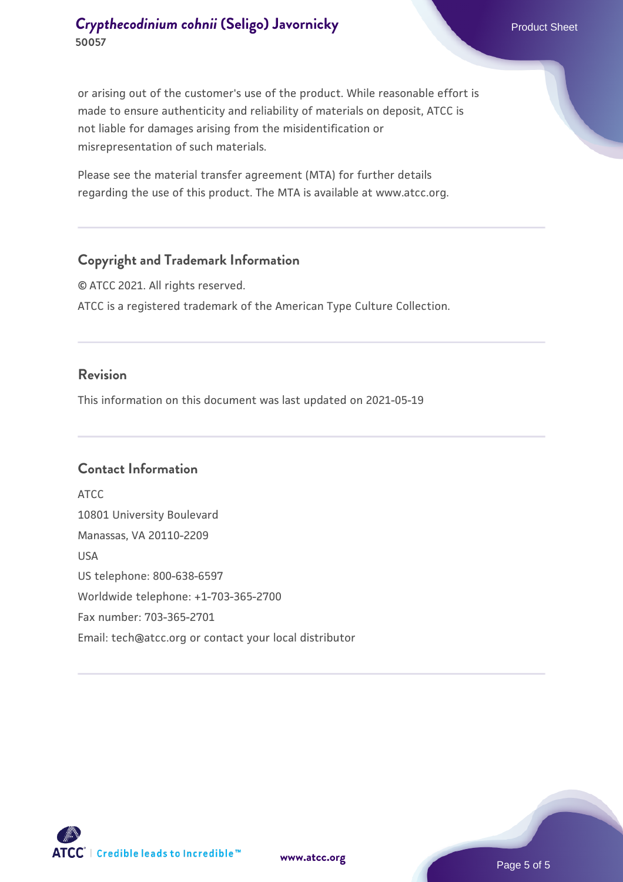or arising out of the customer's use of the product. While reasonable effort is made to ensure authenticity and reliability of materials on deposit, ATCC is not liable for damages arising from the misidentification or misrepresentation of such materials.

Please see the material transfer agreement (MTA) for further details regarding the use of this product. The MTA is available at www.atcc.org.

## Copyright and Trademark Information

© ATCC 2021. All rights reserved.

ATCC is a registered trademark of the American Type Culture Collection.

## Revision

This information on this document was last updated on 2021-05-19

## Contact Information

ATCC

10801 University Boulevard

Manassas, VA 20110-2209

USA

US telephone: 800-638-6597

Worldwide telephone: +1-703-365-2700

Fax number: 703-365-2701

Email: tech@atcc.org or contact your local distributor